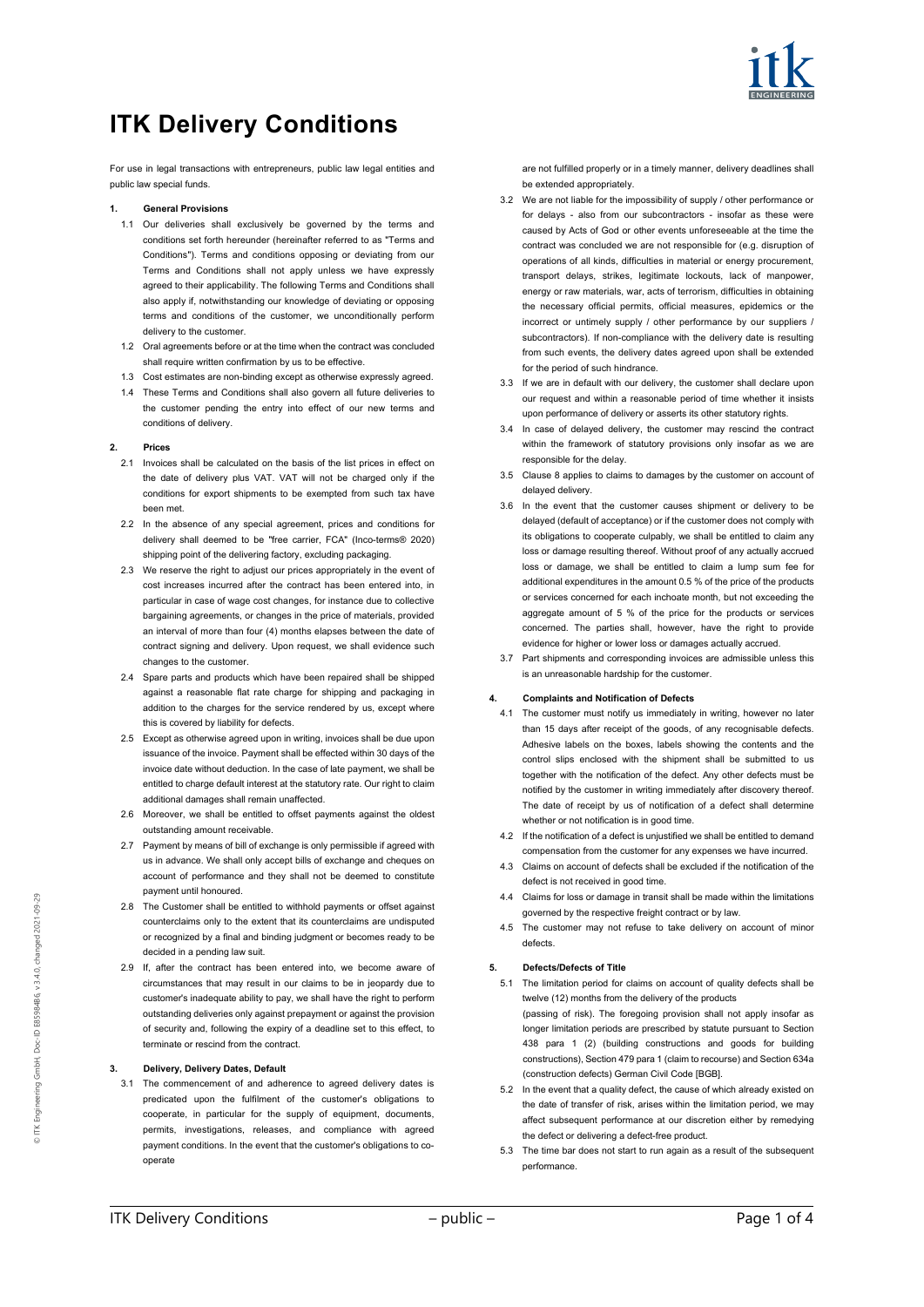# ITK Delivery Conditions

For use in legal transactions with entrepreneurs, public law legal entities and public law special funds.

## 1. General Provisions

1.1 Our deliveries shall exclusively be governed by the terms and conditions set forth hereunder (hereinafter referred to as "Terms and Conditions"). Terms and conditions opposing or deviating from our Terms and Conditions shall not apply unless we have expressly agreed to their applicability. The following Terms and Conditions shall also apply if, notwithstanding our knowledge of deviating or opposing terms and conditions of the customer, we unconditionally perform delivery to the customer.

1.2 Oral agreements before or at the time when the contract was concluded shall require written confirmation by us to be effective.

1.3 Cost estimates are non-binding except as otherwise expressly agreed.

1.4 These Terms and Conditions shall also govern all future deliveries to the customer pending the entry into effect of our new terms and conditions of delivery.

## 2. Prices

2.1 Invoices shall be calculated on the basis of the list prices in effect on the date of delivery plus VAT. VAT will not be charged only if the conditions for export shipments to be exempted from such tax have been met.

2.2 In the absence of any special agreement, prices and conditions for delivery shall deemed to be "free carrier, FCA" (Inco-terms® 2020) shipping point of the delivering factory, excluding packaging.

2.3 We reserve the right to adjust our prices appropriately in the event of cost increases incurred after the contract has been entered into, in particular in case of wage cost changes, for instance due to collective bargaining agreements, or changes in the price of materials, provided an interval of more than four (4) months elapses between the date of contract signing and delivery. Upon request, we shall evidence such changes to the customer.

2.4 Spare parts and products which have been repaired shall be shipped against a reasonable flat rate charge for shipping and packaging in addition to the charges for the service rendered by us, except where this is covered by liability for defects.

2.5 Except as otherwise agreed upon in writing, invoices shall be due upon issuance of the invoice. Payment shall be effected within 30 days of the invoice date without deduction. In the case of late payment, we shall be entitled to charge default interest at the statutory rate. Our right to claim additional damages shall remain unaffected.

2.6 Moreover, we shall be entitled to offset payments against the oldest outstanding amount receivable.

2.7 Payment by means of bill of exchange is only permissible if agreed with us in advance. We shall only accept bills of exchange and cheques on account of performance and they shall not be deemed to constitute payment until honoured.

2.8 The Customer shall be entitled to withhold payments or offset against counterclaims only to the extent that its counterclaims are undisputed or recognized by a final and binding judgment or becomes ready to be decided in a pending law suit.

2.9 If, after the contract has been entered into, we become aware of circumstances that may result in our claims to be in jeopardy due to customer's inadequate ability to pay, we shall have the right to perform outstanding deliveries only against prepayment or against the provision of security and, following the expiry of a deadline set to this effect, to terminate or rescind from the contract.

## 3. Delivery, Delivery Dates, Default

3.1 The commencement of and adherence to agreed delivery dates is predicated upon the fulfilment of the customer's obligations to cooperate, in particular for the supply of equipment, documents, permits, investigations, releases, and compliance with agreed payment conditions. In the event that the customer's obligations to co-operate are not fulfilled properly or in a timely manner, delivery deadlines shall be extended appropriately.

3.2 We are not liable for the impossibility of supply / other performance or for delays - also from our subcontractors - insofar as these were caused by Acts of God or other events unforeseeable at the time the contract was concluded we are not responsible for (e.g. disruption of operations of all kinds, difficulties in material or energy procurement, transport delays, strikes, legitimate lockouts, lack of manpower, energy or raw materials, war, acts of terrorism, difficulties in obtaining the necessary official permits, official measures, epidemics or the incorrect or untimely supply / other performance by our suppliers / subcontractors). If non-compliance with the delivery date is resulting from such events, the delivery dates agreed upon shall be extended for the period of such hindrance.

3.3 If we are in default with our delivery, the customer shall declare upon our request and within a reasonable period of time whether it insists upon performance of delivery or asserts its other statutory rights.

3.4 In case of delayed delivery, the customer may rescind the contract within the framework of statutory provisions only insofar as we are responsible for the delay.

3.5 Clause 8 applies to claims to damages by the customer on account of delayed delivery.

3.6 In the event that the customer causes shipment or delivery to be delayed (default of acceptance) or if the customer does not comply with its obligations to cooperate culpably, we shall be entitled to claim any loss or damage resulting thereof. Without proof of any actually accrued loss or damage, we shall be entitled to claim a lump sum fee for additional expenditures in the amount 0.5 % of the price of the products or services concerned for each inchoate month, but not exceeding the aggregate amount of 5 % of the price for the products or services concerned. The parties shall, however, have the right to provide evidence for higher or lower loss or damages actually accrued.

3.7 Part shipments and corresponding invoices are admissible unless this is an unreasonable hardship for the customer.

## 4. Complaints and Notification of Defects

4.1 The customer must notify us immediately in writing, however no later than 15 days after receipt of the goods, of any recognisable defects. Adhesive labels on the boxes, labels showing the contents and the control slips enclosed with the shipment shall be submitted to us together with the notification of the defect. Any other defects must be notified by the customer in writing immediately after discovery thereof. The date of receipt by us of notification of a defect shall determine whether or not notification is in good time.

4.2 If the notification of a defect is unjustified we shall be entitled to demand compensation from the customer for any expenses we have incurred.

4.3 Claims on account of defects shall be excluded if the notification of the defect is not received in good time.

4.4 Claims for loss or damage in transit shall be made within the limitations governed by the respective freight contract or by law.

4.5 The customer may not refuse to take delivery on account of minor defects.

## 5. Defects/Defects of Title

5.1 The limitation period for claims on account of quality defects shall be twelve (12) months from the delivery of the products (passing of risk). The foregoing provision shall not apply insofar as longer limitation periods are prescribed by statute pursuant to Section 438 para 1 (2) (building constructions and goods for building constructions), Section 479 para 1 (claim to recourse) and Section 634a (construction defects) German Civil Code [BGB].

5.2 In the event that a quality defect, the cause of which already existed on the date of transfer of risk, arises within the limitation period, we may affect subsequent performance at our discretion either by remedying the defect or delivering a defect-free product.

5.3 The time bar does not start to run again as a result of the subsequent performance.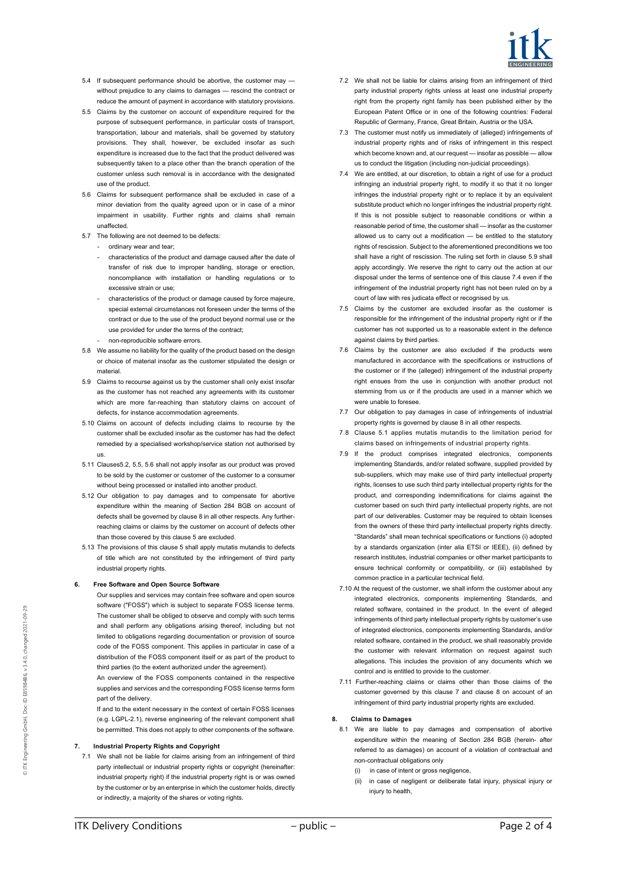5.4 If subsequent performance should be abortive, the customer may — without prejudice to any claims to damages — rescind the contract or reduce the amount of payment in accordance with statutory provisions.

5.5 Claims by the customer on account of expenditure required for the purpose of subsequent performance, in particular costs of transport, transportation, labour and materials, shall be governed by statutory provisions. They shall, however, be excluded insofar as such expenditure is increased due to the fact that the product delivered was subsequently taken to a place other than the branch operation of the customer unless such removal is in accordance with the designated use of the product.

5.6 Claims for subsequent performance shall be excluded in case of a minor deviation from the quality agreed upon or in case of a minor impairment in usability. Further rights and claims shall remain unaffected.

5.7 The following are not deemed to be defects:

- ordinary wear and tear;
- characteristics of the product and damage caused after the date of transfer of risk due to improper handling, storage or erection, noncompliance with installation or handling regulations or to excessive strain or use;
- characteristics of the product or damage caused by force majeure, special external circumstances not foreseen under the terms of the contract or due to the use of the product beyond normal use or the use provided for under the terms of the contract;
- non-reproducible software errors.

5.8 We assume no liability for the quality of the product based on the design or choice of material insofar as the customer stipulated the design or material.

5.9 Claims to recourse against us by the customer shall only exist insofar as the customer has not reached any agreements with its customer which are more far-reaching than statutory claims on account of defects, for instance accommodation agreements.

5.10 Claims on account of defects including claims to recourse by the customer shall be excluded insofar as the customer has had the defect remedied by a specialised workshop/service station not authorised by us.

5.11 Clauses5.2, 5.5, 5.6 shall not apply insofar as our product was proved to be sold by the customer or customer of the customer to a consumer without being processed or installed into another product.

5.12 Our obligation to pay damages and to compensate for abortive expenditure within the meaning of Section 284 BGB on account of defects shall be governed by clause 8 in all other respects. Any further-reaching claims or claims by the customer on account of defects other than those covered by this clause 5 are excluded.

5.13 The provisions of this clause 5 shall apply mutatis mutandis to defects of title which are not constituted by the infringement of third party industrial property rights.

## 6. Free Software and Open Source Software

Our supplies and services may contain free software and open source software ("FOSS") which is subject to separate FOSS license terms. The customer shall be obliged to observe and comply with such terms and shall perform any obligations arising thereof, including but not limited to obligations regarding documentation or provision of source code of the FOSS component. This applies in particular in case of a distribution of the FOSS component itself or as part of the product to third parties (to the extent authorized under the agreement).

An overview of the FOSS components contained in the respective supplies and services and the corresponding FOSS license terms form part of the delivery.

If and to the extent necessary in the context of certain FOSS licenses (e.g. LGPL-2.1), reverse engineering of the relevant component shall be permitted. This does not apply to other components of the software.

## 7. Industrial Property Rights and Copyright

7.1 We shall not be liable for claims arising from an infringement of third party intellectual or industrial property rights or copyright (hereinafter: industrial property right) if the industrial property right is or was owned by the customer or by an enterprise in which the customer holds, directly or indirectly, a majority of the shares or voting rights.

7.2 We shall not be liable for claims arising from an infringement of third party industrial property rights unless at least one industrial property right from the property right family has been published either by the European Patent Office or in one of the following countries: Federal Republic of Germany, France, Great Britain, Austria or the USA.

7.3 The customer must notify us immediately of (alleged) infringements of industrial property rights and of risks of infringement in this respect which become known and, at our request — insofar as possible — allow us to conduct the litigation (including non-judicial proceedings).

7.4 We are entitled, at our discretion, to obtain a right of use for a product infringing an industrial property right, to modify it so that it no longer infringes the industrial property right or to replace it by an equivalent substitute product which no longer infringes the industrial property right. If this is not possible subject to reasonable conditions or within a reasonable period of time, the customer shall — insofar as the customer allowed us to carry out a modification — be entitled to the statutory rights of rescission. Subject to the aforementioned preconditions we too shall have a right of rescission. The ruling set forth in clause 5.9 shall apply accordingly. We reserve the right to carry out the action at our disposal under the terms of sentence one of this clause 7.4 even if the infringement of the industrial property right has not been ruled on by a court of law with res judicata effect or recognised by us.

7.5 Claims by the customer are excluded insofar as the customer is responsible for the infringement of the industrial property right or if the customer has not supported us to a reasonable extent in the defence against claims by third parties.

7.6 Claims by the customer are also excluded if the products were manufactured in accordance with the specifications or instructions of the customer or if the (alleged) infringement of the industrial property right ensues from the use in conjunction with another product not stemming from us or if the products are used in a manner which we were unable to foresee.

7.7 Our obligation to pay damages in case of infringements of industrial property rights is governed by clause 8 in all other respects.

7.8 Clause 5.1 applies mutatis mutandis to the limitation period for claims based on infringements of industrial property rights.

7.9 If the product comprises integrated electronics, components implementing Standards, and/or related software, supplied provided by sub-suppliers, which may make use of third party intellectual property rights, licenses to use such third party intellectual property rights for the product, and corresponding indemnifications for claims against the customer based on such third party intellectual property rights, are not part of our deliverables. Customer may be required to obtain licenses from the owners of these third party intellectual property rights directly. "Standards" shall mean technical specifications or functions (i) adopted by a standards organization (inter alia ETSI or IEEE), (ii) defined by research institutes, industrial companies or other market participants to ensure technical conformity or compatibility, or (iii) established by common practice in a particular technical field.

7.10 At the request of the customer, we shall inform the customer about any integrated electronics, components implementing Standards, and related software, contained in the product. In the event of alleged infringements of third party intellectual property rights by customer's use of integrated electronics, components implementing Standards, and/or related software, contained in the product, we shall reasonably provide the customer with relevant information on request against such allegations. This includes the provision of any documents which we control and is entitled to provide to the customer.

7.11 Further-reaching claims or claims other than those claims of the customer governed by this clause 7 and clause 8 on account of an infringement of third party industrial property rights are excluded.

## 8. Claims to Damages

8.1 We are liable to pay damages and compensation of abortive expenditure within the meaning of Section 284 BGB (herein- after referred to as damages) on account of a violation of contractual and non-contractual obligations only

(i) in case of intent or gross negligence,

(ii) in case of negligent or deliberate fatal injury, physical injury or injury to health,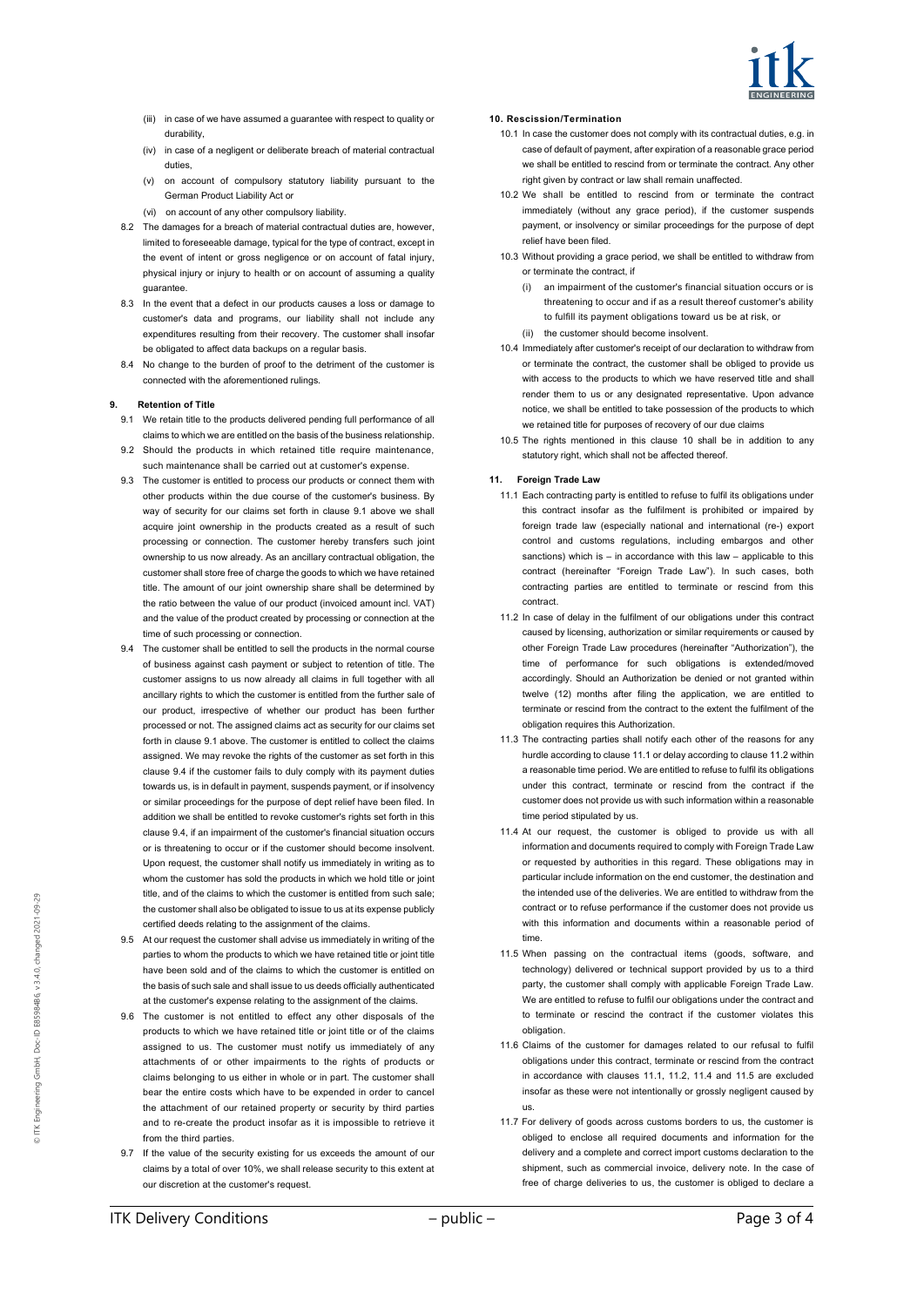(iii) in case of we have assumed a guarantee with respect to quality or durability,

(iv) in case of a negligent or deliberate breach of material contractual duties,

(v) on account of compulsory statutory liability pursuant to the German Product Liability Act or

(vi) on account of any other compulsory liability.

8.2 The damages for a breach of material contractual duties are, however, limited to foreseeable damage, typical for the type of contract, except in the event of intent or gross negligence or on account of fatal injury, physical injury or injury to health or on account of assuming a quality guarantee.

8.3 In the event that a defect in our products causes a loss or damage to customer's data and programs, our liability shall not include any expenditures resulting from their recovery. The customer shall insofar be obligated to affect data backups on a regular basis.

8.4 No change to the burden of proof to the detriment of the customer is connected with the aforementioned rulings.

## 9. Retention of Title

9.1 We retain title to the products delivered pending full performance of all claims to which we are entitled on the basis of the business relationship.

9.2 Should the products in which retained title require maintenance, such maintenance shall be carried out at customer's expense.

9.3 The customer is entitled to process our products or connect them with other products within the due course of the customer's business. By way of security for our claims set forth in clause 9.1 above we shall acquire joint ownership in the products created as a result of such processing or connection. The customer hereby transfers such joint ownership to us now already. As an ancillary contractual obligation, the customer shall store free of charge the goods to which we have retained title. The amount of our joint ownership share shall be determined by the ratio between the value of our product (invoiced amount incl. VAT) and the value of the product created by processing or connection at the time of such processing or connection.

9.4 The customer shall be entitled to sell the products in the normal course of business against cash payment or subject to retention of title. The customer assigns to us now already all claims in full together with all ancillary rights to which the customer is entitled from the further sale of our product, irrespective of whether our product has been further processed or not. The assigned claims act as security for our claims set forth in clause 9.1 above. The customer is entitled to collect the claims assigned. We may revoke the rights of the customer as set forth in this clause 9.4 if the customer fails to duly comply with its payment duties towards us, is in default in payment, suspends payment, or if insolvency or similar proceedings for the purpose of dept relief have been filed. In addition we shall be entitled to revoke customer's rights set forth in this clause 9.4, if an impairment of the customer's financial situation occurs or is threatening to occur or if the customer should become insolvent. Upon request, the customer shall notify us immediately in writing as to whom the customer has sold the products in which we hold title or joint title, and of the claims to which the customer is entitled from such sale; the customer shall also be obligated to issue to us at its expense publicly certified deeds relating to the assignment of the claims.

9.5 At our request the customer shall advise us immediately in writing of the parties to whom the products to which we have retained title or joint title have been sold and of the claims to which the customer is entitled on the basis of such sale and shall issue to us deeds officially authenticated at the customer's expense relating to the assignment of the claims.

9.6 The customer is not entitled to effect any other disposals of the products to which we have retained title or joint title or of the claims assigned to us. The customer must notify us immediately of any attachments of or other impairments to the rights of products or claims belonging to us either in whole or in part. The customer shall bear the entire costs which have to be expended in order to cancel the attachment of our retained property or security by third parties and to re-create the product insofar as it is impossible to retrieve it from the third parties.

9.7 If the value of the security existing for us exceeds the amount of our claims by a total of over 10%, we shall release security to this extent at our discretion at the customer's request.

## 10. Rescission/Termination

10.1 In case the customer does not comply with its contractual duties, e.g. in case of default of payment, after expiration of a reasonable grace period we shall be entitled to rescind from or terminate the contract. Any other right given by contract or law shall remain unaffected.

10.2 We shall be entitled to rescind from or terminate the contract immediately (without any grace period), if the customer suspends payment, or insolvency or similar proceedings for the purpose of dept relief have been filed.

10.3 Without providing a grace period, we shall be entitled to withdraw from or terminate the contract, if

(i) an impairment of the customer's financial situation occurs or is threatening to occur and if as a result thereof customer's ability to fulfill its payment obligations toward us be at risk, or

(ii) the customer should become insolvent.

10.4 Immediately after customer's receipt of our declaration to withdraw from or terminate the contract, the customer shall be obliged to provide us with access to the products to which we have reserved title and shall render them to us or any designated representative. Upon advance notice, we shall be entitled to take possession of the products to which we retained title for purposes of recovery of our due claims

10.5 The rights mentioned in this clause 10 shall be in addition to any statutory right, which shall not be affected thereof.

## 11. Foreign Trade Law

11.1 Each contracting party is entitled to refuse to fulfil its obligations under this contract insofar as the fulfilment is prohibited or impaired by foreign trade law (especially national and international (re-) export control and customs regulations, including embargos and other sanctions) which is – in accordance with this law – applicable to this contract (hereinafter "Foreign Trade Law"). In such cases, both contracting parties are entitled to terminate or rescind from this contract.

11.2 In case of delay in the fulfilment of our obligations under this contract caused by licensing, authorization or similar requirements or caused by other Foreign Trade Law procedures (hereinafter "Authorization"), the time of performance for such obligations is extended/moved accordingly. Should an Authorization be denied or not granted within twelve (12) months after filing the application, we are entitled to terminate or rescind from the contract to the extent the fulfilment of the obligation requires this Authorization.

11.3 The contracting parties shall notify each other of the reasons for any hurdle according to clause 11.1 or delay according to clause 11.2 within a reasonable time period. We are entitled to refuse to fulfil its obligations under this contract, terminate or rescind from the contract if the customer does not provide us with such information within a reasonable time period stipulated by us.

11.4 At our request, the customer is obliged to provide us with all information and documents required to comply with Foreign Trade Law or requested by authorities in this regard. These obligations may in particular include information on the end customer, the destination and the intended use of the deliveries. We are entitled to withdraw from the contract or to refuse performance if the customer does not provide us with this information and documents within a reasonable period of time.

11.5 When passing on the contractual items (goods, software, and technology) delivered or technical support provided by us to a third party, the customer shall comply with applicable Foreign Trade Law. We are entitled to refuse to fulfil our obligations under the contract and to terminate or rescind the contract if the customer violates this obligation.

11.6 Claims of the customer for damages related to our refusal to fulfil obligations under this contract, terminate or rescind from the contract in accordance with clauses 11.1, 11.2, 11.4 and 11.5 are excluded insofar as these were not intentionally or grossly negligent caused by us.

11.7 For delivery of goods across customs borders to us, the customer is obliged to enclose all required documents and information for the delivery and a complete and correct import customs declaration to the shipment, such as commercial invoice, delivery note. In the case of free of charge deliveries to us, the customer is obliged to declare a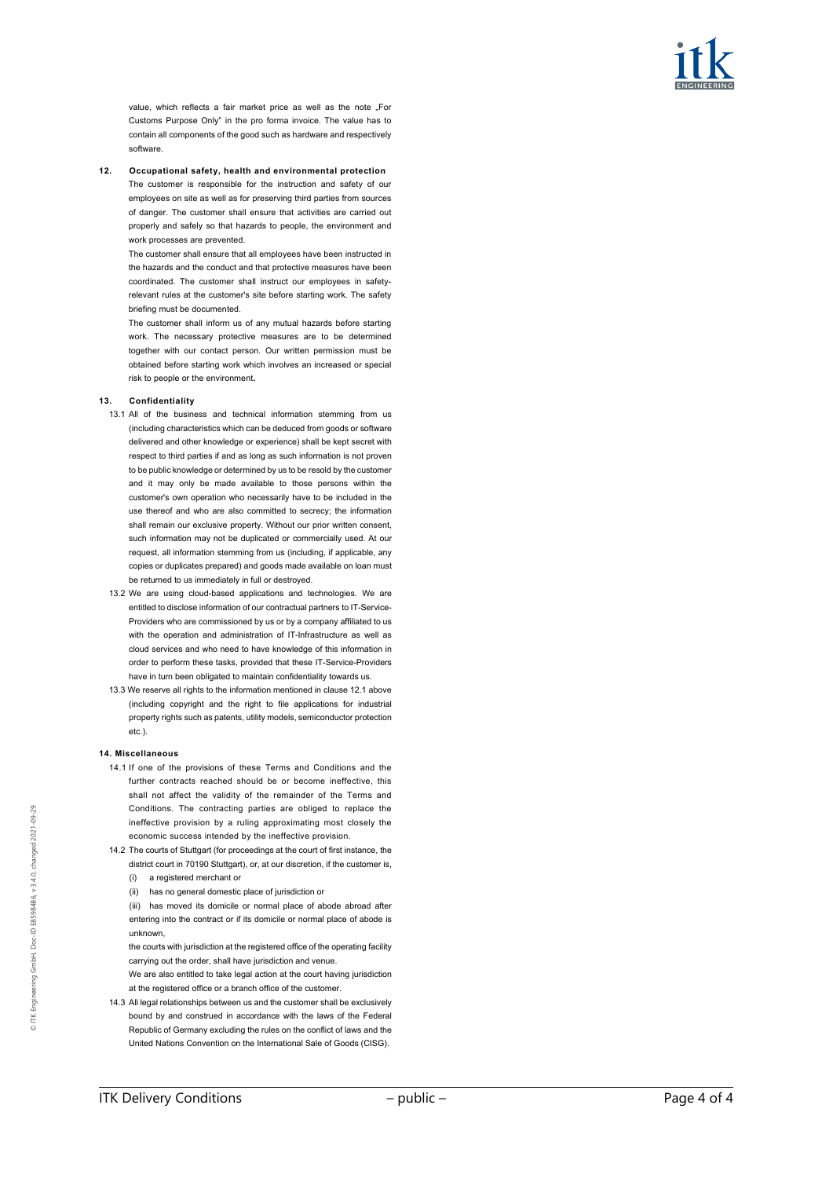value, which reflects a fair market price as well as the note „For Customs Purpose Only" in the pro forma invoice. The value has to contain all components of the good such as hardware and respectively software.

**12. Occupational safety, health and environmental protection**

The customer is responsible for the instruction and safety of our employees on site as well as for preserving third parties from sources of danger. The customer shall ensure that activities are carried out properly and safely so that hazards to people, the environment and work processes are prevented.

The customer shall ensure that all employees have been instructed in the hazards and the conduct and that protective measures have been coordinated. The customer shall instruct our employees in safety-relevant rules at the customer's site before starting work. The safety briefing must be documented.

The customer shall inform us of any mutual hazards before starting work. The necessary protective measures are to be determined together with our contact person. Our written permission must be obtained before starting work which involves an increased or special risk to people or the environment.

**13. Confidentiality**

13.1 All of the business and technical information stemming from us (including characteristics which can be deduced from goods or software delivered and other knowledge or experience) shall be kept secret with respect to third parties if and as long as such information is not proven to be public knowledge or determined by us to be resold by the customer and it may only be made available to those persons within the customer's own operation who necessarily have to be included in the use thereof and who are also committed to secrecy; the information shall remain our exclusive property. Without our prior written consent, such information may not be duplicated or commercially used. At our request, all information stemming from us (including, if applicable, any copies or duplicates prepared) and goods made available on loan must be returned to us immediately in full or destroyed.

13.2 We are using cloud-based applications and technologies. We are entitled to disclose information of our contractual partners to IT-Service-Providers who are commissioned by us or by a company affiliated to us with the operation and administration of IT-Infrastructure as well as cloud services and who need to have knowledge of this information in order to perform these tasks, provided that these IT-Service-Providers have in turn been obligated to maintain confidentiality towards us.

13.3 We reserve all rights to the information mentioned in clause 12.1 above (including copyright and the right to file applications for industrial property rights such as patents, utility models, semiconductor protection etc.).

**14. Miscellaneous**

14.1 If one of the provisions of these Terms and Conditions and the further contracts reached should be or become ineffective, this shall not affect the validity of the remainder of the Terms and Conditions. The contracting parties are obliged to replace the ineffective provision by a ruling approximating most closely the economic success intended by the ineffective provision.

14.2 The courts of Stuttgart (for proceedings at the court of first instance, the district court in 70190 Stuttgart), or, at our discretion, if the customer is,

(i) a registered merchant or

(ii) has no general domestic place of jurisdiction or

(iii) has moved its domicile or normal place of abode abroad after entering into the contract or if its domicile or normal place of abode is unknown,

the courts with jurisdiction at the registered office of the operating facility carrying out the order, shall have jurisdiction and venue.

We are also entitled to take legal action at the court having jurisdiction at the registered office or a branch office of the customer.

14.3 All legal relationships between us and the customer shall be exclusively bound by and construed in accordance with the laws of the Federal Republic of Germany excluding the rules on the conflict of laws and the United Nations Convention on the International Sale of Goods (CISG).